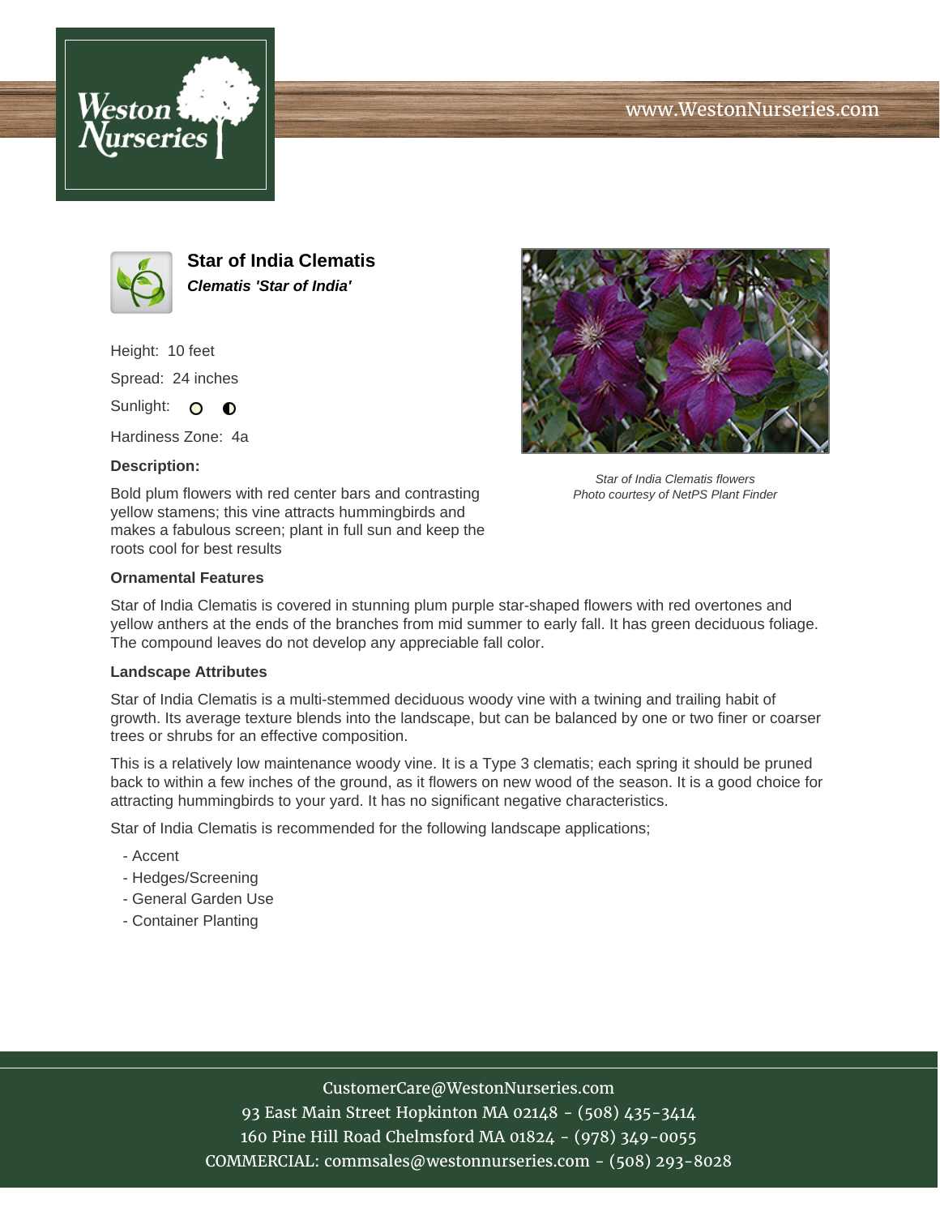www.WestonNurseries.com

# Star of India Clematis

***Clematis 'Star of India'***

Height: 10 feet

Spread: 24 inches

Sunlight:

Hardiness Zone: 4a

**Description:**

Bold plum flowers with red center bars and contrasting yellow stamens; this vine attracts hummingbirds and makes a fabulous screen; plant in full sun and keep the roots cool for best results

*Star of India Clematis flowers*
*Photo courtesy of NetPS Plant Finder*

## Ornamental Features

Star of India Clematis is covered in stunning plum purple star-shaped flowers with red overtones and yellow anthers at the ends of the branches from mid summer to early fall. It has green deciduous foliage. The compound leaves do not develop any appreciable fall color.

## Landscape Attributes

Star of India Clematis is a multi-stemmed deciduous woody vine with a twining and trailing habit of growth. Its average texture blends into the landscape, but can be balanced by one or two finer or coarser trees or shrubs for an effective composition.

This is a relatively low maintenance woody vine. It is a Type 3 clematis; each spring it should be pruned back to within a few inches of the ground, as it flowers on new wood of the season. It is a good choice for attracting hummingbirds to your yard. It has no significant negative characteristics.

Star of India Clematis is recommended for the following landscape applications;

- Accent
- Hedges/Screening
- General Garden Use
- Container Planting

CustomerCare@WestonNurseries.com
93 East Main Street Hopkinton MA 02148 - (508) 435-3414
160 Pine Hill Road Chelmsford MA 01824 - (978) 349-0055
COMMERCIAL: commsales@westonnurseries.com - (508) 293-8028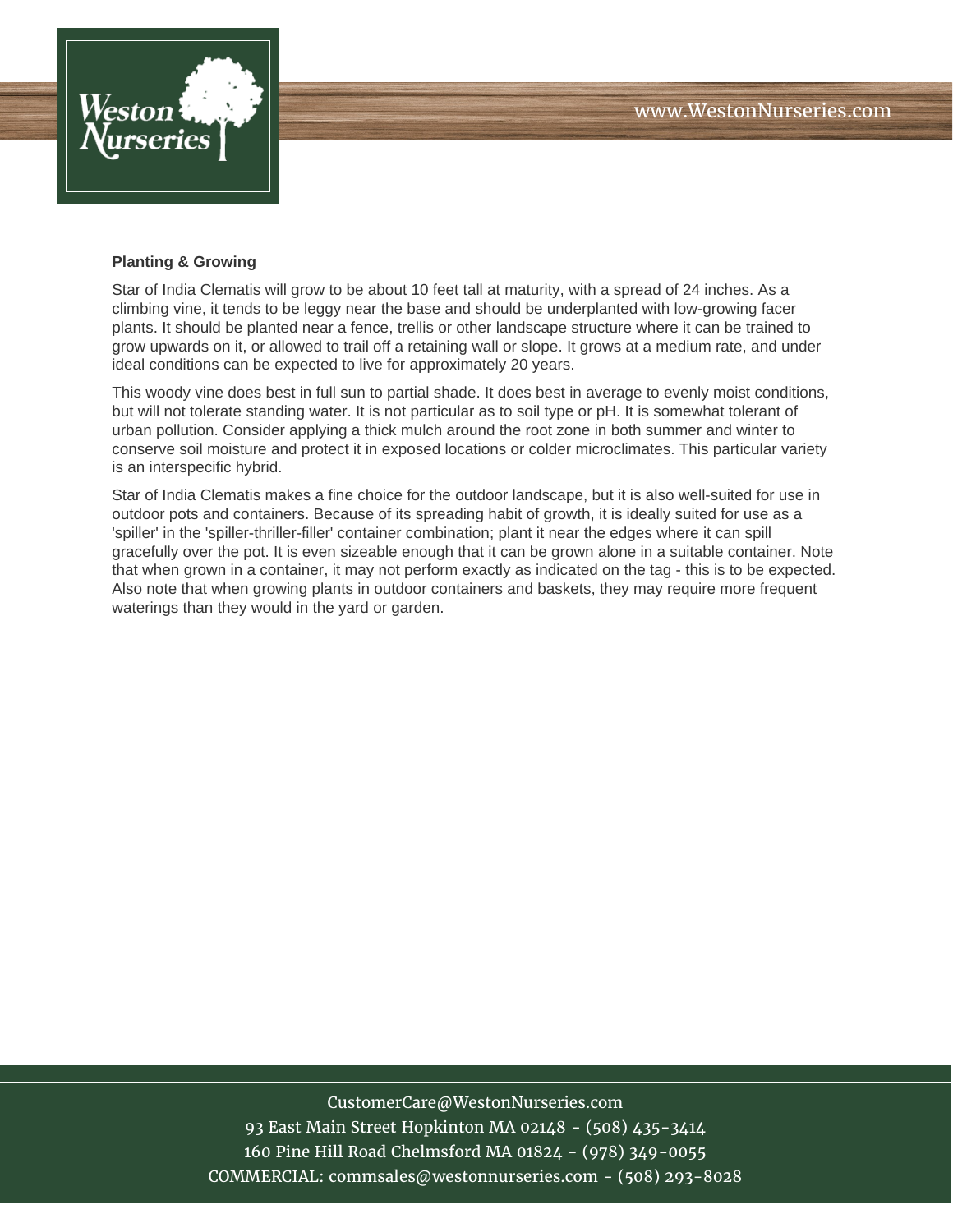## Planting & Growing

Star of India Clematis will grow to be about 10 feet tall at maturity, with a spread of 24 inches. As a climbing vine, it tends to be leggy near the base and should be underplanted with low-growing facer plants. It should be planted near a fence, trellis or other landscape structure where it can be trained to grow upwards on it, or allowed to trail off a retaining wall or slope. It grows at a medium rate, and under ideal conditions can be expected to live for approximately 20 years.

This woody vine does best in full sun to partial shade. It does best in average to evenly moist conditions, but will not tolerate standing water. It is not particular as to soil type or pH. It is somewhat tolerant of urban pollution. Consider applying a thick mulch around the root zone in both summer and winter to conserve soil moisture and protect it in exposed locations or colder microclimates. This particular variety is an interspecific hybrid.

Star of India Clematis makes a fine choice for the outdoor landscape, but it is also well-suited for use in outdoor pots and containers. Because of its spreading habit of growth, it is ideally suited for use as a 'spiller' in the 'spiller-thriller-filler' container combination; plant it near the edges where it can spill gracefully over the pot. It is even sizeable enough that it can be grown alone in a suitable container. Note that when grown in a container, it may not perform exactly as indicated on the tag - this is to be expected. Also note that when growing plants in outdoor containers and baskets, they may require more frequent waterings than they would in the yard or garden.